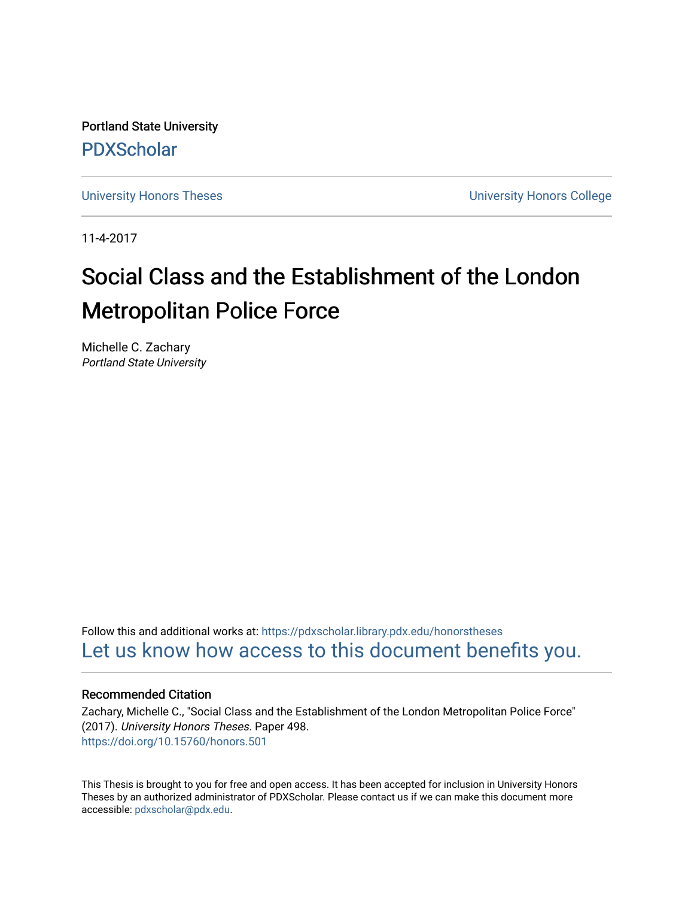Portland State University

PDXScholar

University Honors Theses

University Honors College

11-4-2017

# Social Class and the Establishment of the London Metropolitan Police Force

Michelle C. Zachary
*Portland State University*

Follow this and additional works at: https://pdxscholar.library.pdx.edu/honorstheses

Let us know how access to this document benefits you.

### Recommended Citation

Zachary, Michelle C., "Social Class and the Establishment of the London Metropolitan Police Force" (2017). *University Honors Theses.* Paper 498.
https://doi.org/10.15760/honors.501

This Thesis is brought to you for free and open access. It has been accepted for inclusion in University Honors Theses by an authorized administrator of PDXScholar. Please contact us if we can make this document more accessible: pdxscholar@pdx.edu.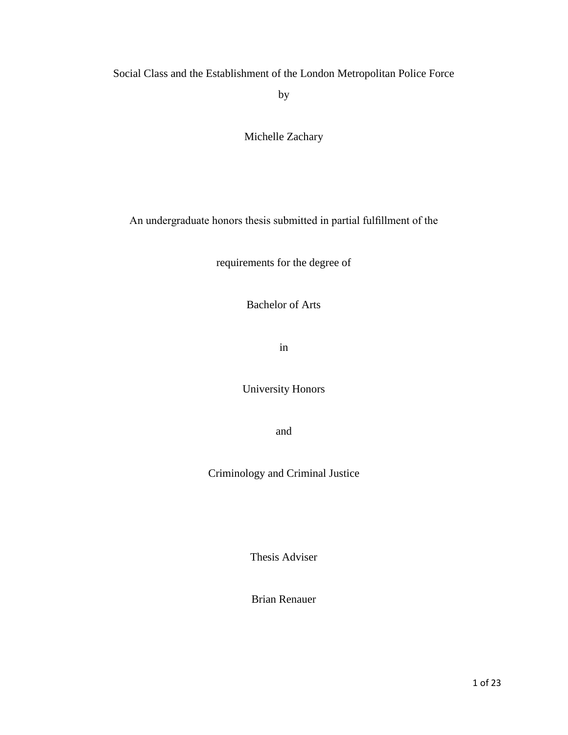# Social Class and the Establishment of the London Metropolitan Police Force

by

Michelle Zachary

An undergraduate honors thesis submitted in partial fulfillment of the

requirements for the degree of

Bachelor of Arts

in

University Honors

and

Criminology and Criminal Justice

Thesis Adviser

Brian Renauer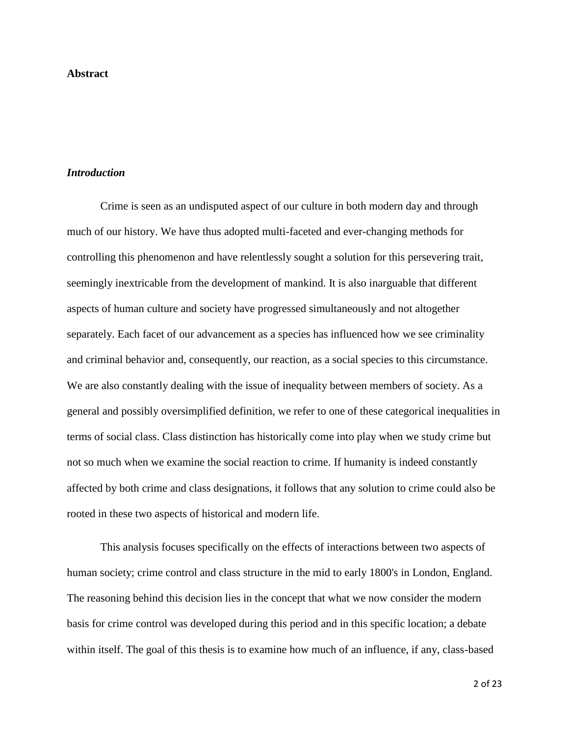**Abstract**

***Introduction***

Crime is seen as an undisputed aspect of our culture in both modern day and through much of our history. We have thus adopted multi-faceted and ever-changing methods for controlling this phenomenon and have relentlessly sought a solution for this persevering trait, seemingly inextricable from the development of mankind. It is also inarguable that different aspects of human culture and society have progressed simultaneously and not altogether separately. Each facet of our advancement as a species has influenced how we see criminality and criminal behavior and, consequently, our reaction, as a social species to this circumstance. We are also constantly dealing with the issue of inequality between members of society. As a general and possibly oversimplified definition, we refer to one of these categorical inequalities in terms of social class. Class distinction has historically come into play when we study crime but not so much when we examine the social reaction to crime. If humanity is indeed constantly affected by both crime and class designations, it follows that any solution to crime could also be rooted in these two aspects of historical and modern life.

This analysis focuses specifically on the effects of interactions between two aspects of human society; crime control and class structure in the mid to early 1800's in London, England. The reasoning behind this decision lies in the concept that what we now consider the modern basis for crime control was developed during this period and in this specific location; a debate within itself. The goal of this thesis is to examine how much of an influence, if any, class-based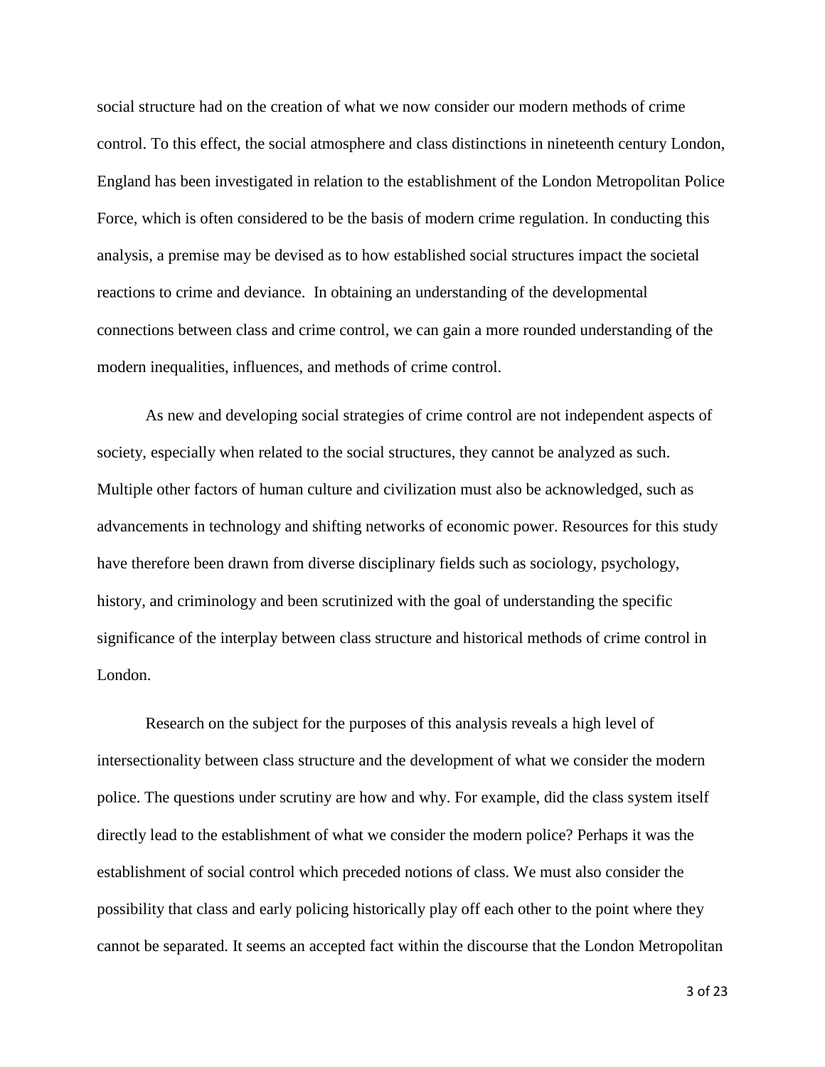social structure had on the creation of what we now consider our modern methods of crime control. To this effect, the social atmosphere and class distinctions in nineteenth century London, England has been investigated in relation to the establishment of the London Metropolitan Police Force, which is often considered to be the basis of modern crime regulation. In conducting this analysis, a premise may be devised as to how established social structures impact the societal reactions to crime and deviance. In obtaining an understanding of the developmental connections between class and crime control, we can gain a more rounded understanding of the modern inequalities, influences, and methods of crime control.

As new and developing social strategies of crime control are not independent aspects of society, especially when related to the social structures, they cannot be analyzed as such. Multiple other factors of human culture and civilization must also be acknowledged, such as advancements in technology and shifting networks of economic power. Resources for this study have therefore been drawn from diverse disciplinary fields such as sociology, psychology, history, and criminology and been scrutinized with the goal of understanding the specific significance of the interplay between class structure and historical methods of crime control in London.

Research on the subject for the purposes of this analysis reveals a high level of intersectionality between class structure and the development of what we consider the modern police. The questions under scrutiny are how and why. For example, did the class system itself directly lead to the establishment of what we consider the modern police? Perhaps it was the establishment of social control which preceded notions of class. We must also consider the possibility that class and early policing historically play off each other to the point where they cannot be separated. It seems an accepted fact within the discourse that the London Metropolitan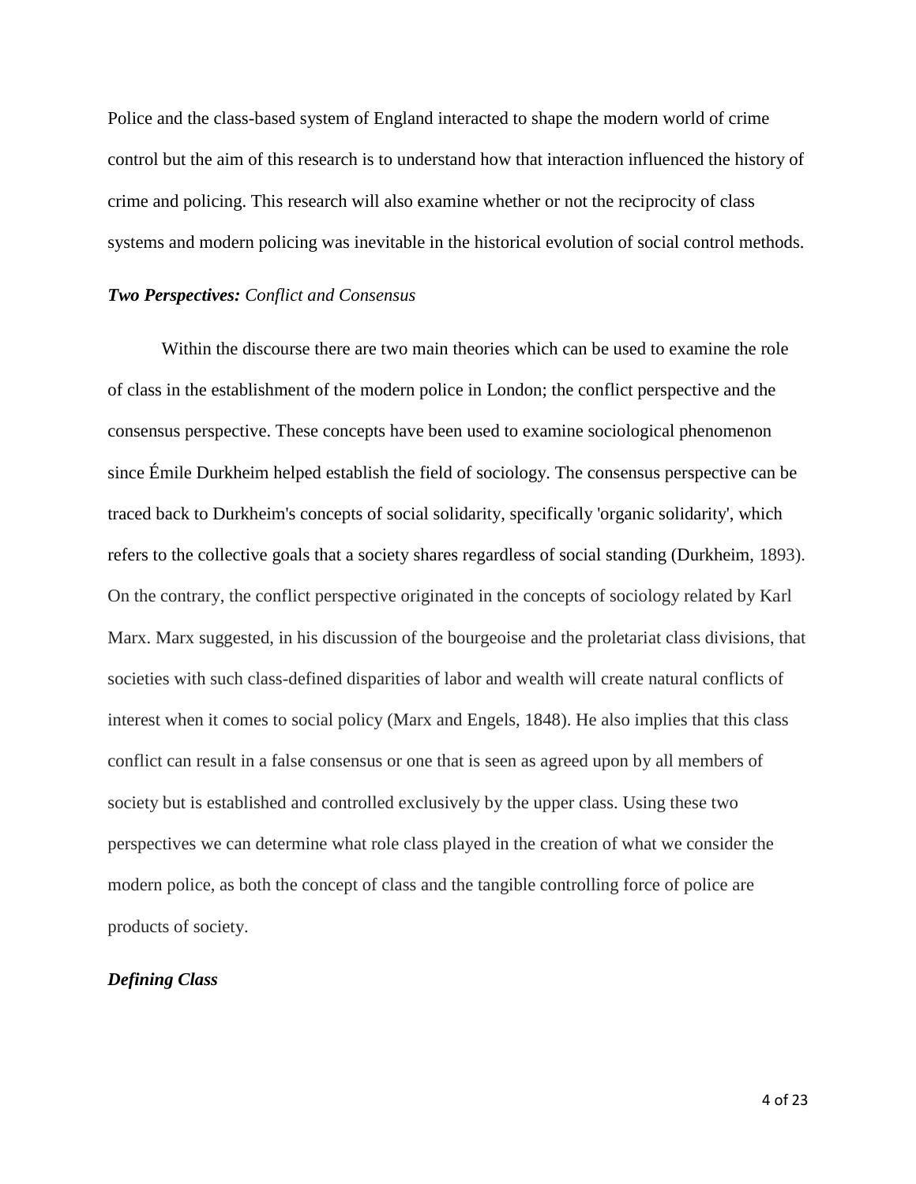Police and the class-based system of England interacted to shape the modern world of crime control but the aim of this research is to understand how that interaction influenced the history of crime and policing. This research will also examine whether or not the reciprocity of class systems and modern policing was inevitable in the historical evolution of social control methods.

### ***Two Perspectives:*** *Conflict and Consensus*

Within the discourse there are two main theories which can be used to examine the role of class in the establishment of the modern police in London; the conflict perspective and the consensus perspective. These concepts have been used to examine sociological phenomenon since Émile Durkheim helped establish the field of sociology. The consensus perspective can be traced back to Durkheim's concepts of social solidarity, specifically 'organic solidarity', which refers to the collective goals that a society shares regardless of social standing (Durkheim, 1893). On the contrary, the conflict perspective originated in the concepts of sociology related by Karl Marx. Marx suggested, in his discussion of the bourgeoise and the proletariat class divisions, that societies with such class-defined disparities of labor and wealth will create natural conflicts of interest when it comes to social policy (Marx and Engels, 1848). He also implies that this class conflict can result in a false consensus or one that is seen as agreed upon by all members of society but is established and controlled exclusively by the upper class. Using these two perspectives we can determine what role class played in the creation of what we consider the modern police, as both the concept of class and the tangible controlling force of police are products of society.

### ***Defining Class***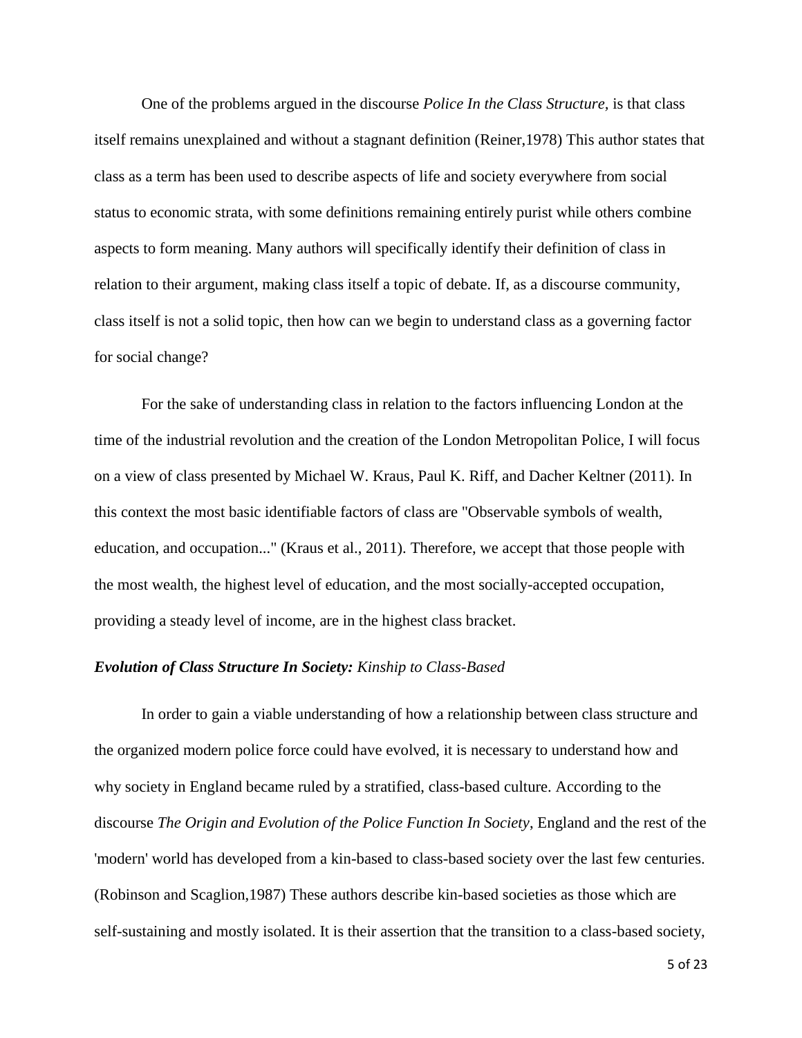One of the problems argued in the discourse *Police In the Class Structure,* is that class itself remains unexplained and without a stagnant definition (Reiner,1978) This author states that class as a term has been used to describe aspects of life and society everywhere from social status to economic strata, with some definitions remaining entirely purist while others combine aspects to form meaning. Many authors will specifically identify their definition of class in relation to their argument, making class itself a topic of debate. If, as a discourse community, class itself is not a solid topic, then how can we begin to understand class as a governing factor for social change?

For the sake of understanding class in relation to the factors influencing London at the time of the industrial revolution and the creation of the London Metropolitan Police, I will focus on a view of class presented by Michael W. Kraus, Paul K. Riff, and Dacher Keltner (2011). In this context the most basic identifiable factors of class are "Observable symbols of wealth, education, and occupation..." (Kraus et al., 2011). Therefore, we accept that those people with the most wealth, the highest level of education, and the most socially-accepted occupation, providing a steady level of income, are in the highest class bracket.

***Evolution of Class Structure In Society:*** *Kinship to Class-Based*

In order to gain a viable understanding of how a relationship between class structure and the organized modern police force could have evolved, it is necessary to understand how and why society in England became ruled by a stratified, class-based culture. According to the discourse *The Origin and Evolution of the Police Function In Society*, England and the rest of the 'modern' world has developed from a kin-based to class-based society over the last few centuries. (Robinson and Scaglion,1987) These authors describe kin-based societies as those which are self-sustaining and mostly isolated. It is their assertion that the transition to a class-based society,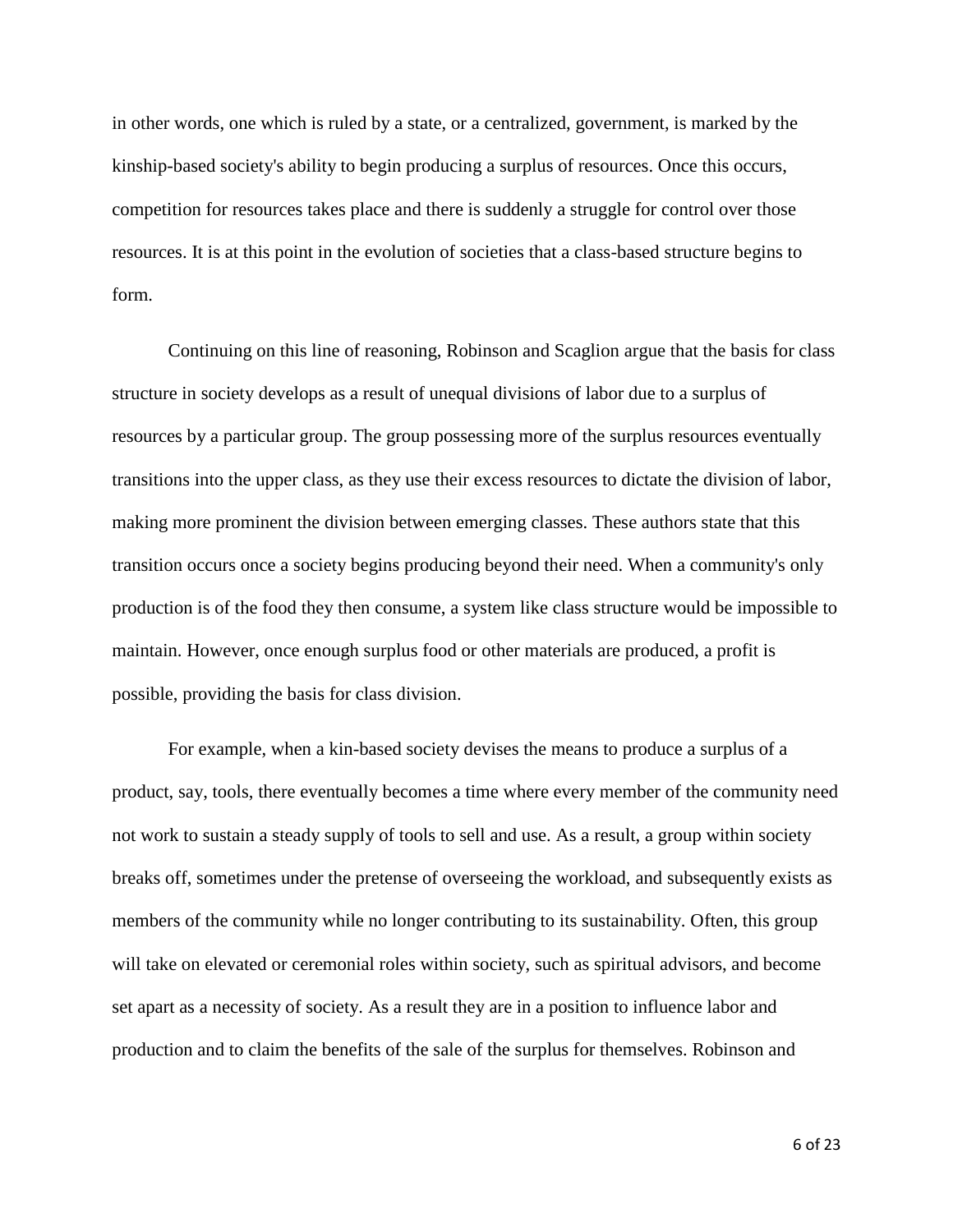in other words, one which is ruled by a state, or a centralized, government, is marked by the kinship-based society's ability to begin producing a surplus of resources. Once this occurs, competition for resources takes place and there is suddenly a struggle for control over those resources. It is at this point in the evolution of societies that a class-based structure begins to form.

Continuing on this line of reasoning, Robinson and Scaglion argue that the basis for class structure in society develops as a result of unequal divisions of labor due to a surplus of resources by a particular group. The group possessing more of the surplus resources eventually transitions into the upper class, as they use their excess resources to dictate the division of labor, making more prominent the division between emerging classes. These authors state that this transition occurs once a society begins producing beyond their need. When a community's only production is of the food they then consume, a system like class structure would be impossible to maintain. However, once enough surplus food or other materials are produced, a profit is possible, providing the basis for class division.

For example, when a kin-based society devises the means to produce a surplus of a product, say, tools, there eventually becomes a time where every member of the community need not work to sustain a steady supply of tools to sell and use. As a result, a group within society breaks off, sometimes under the pretense of overseeing the workload, and subsequently exists as members of the community while no longer contributing to its sustainability. Often, this group will take on elevated or ceremonial roles within society, such as spiritual advisors, and become set apart as a necessity of society. As a result they are in a position to influence labor and production and to claim the benefits of the sale of the surplus for themselves. Robinson and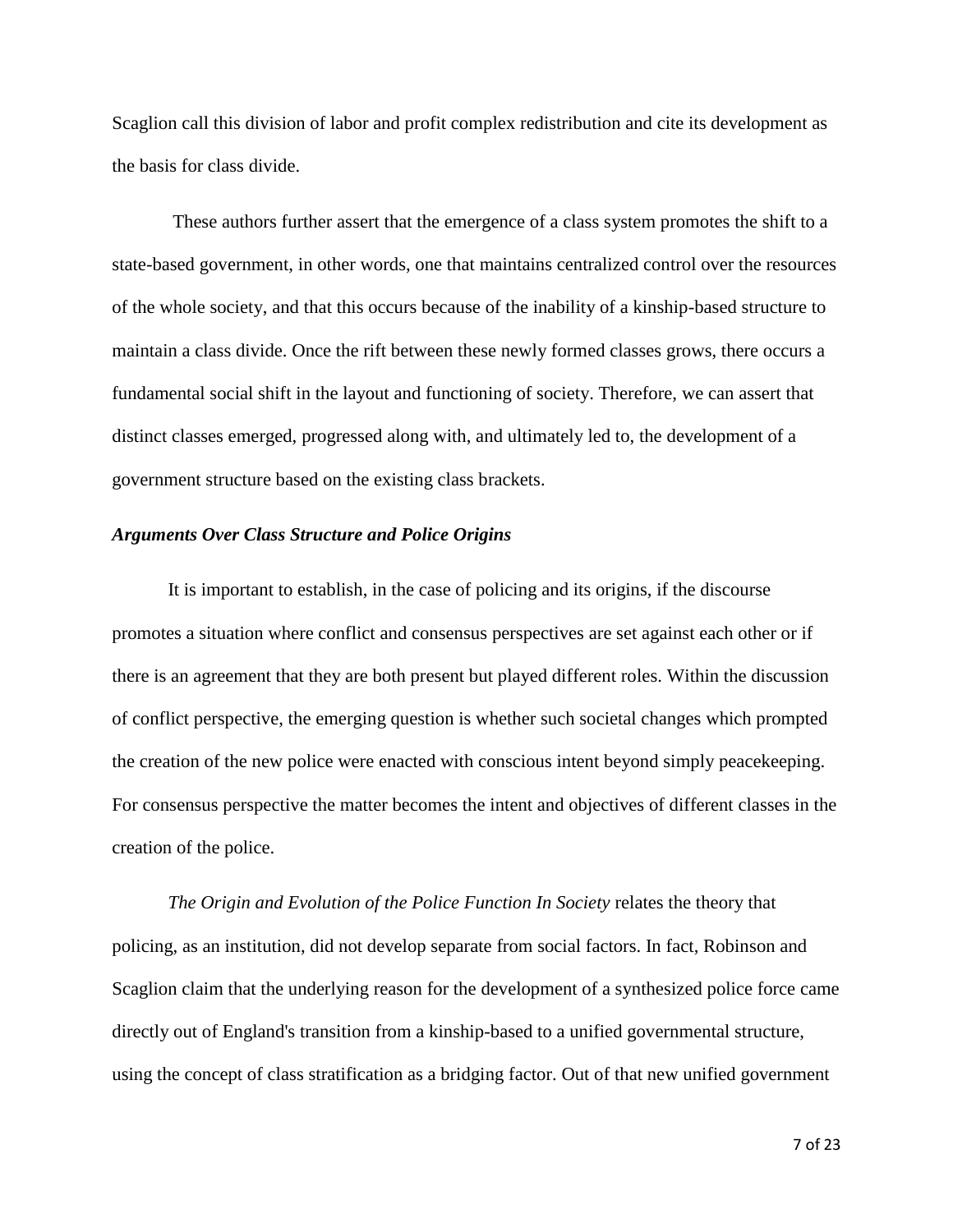Scaglion call this division of labor and profit complex redistribution and cite its development as the basis for class divide.

These authors further assert that the emergence of a class system promotes the shift to a state-based government, in other words, one that maintains centralized control over the resources of the whole society, and that this occurs because of the inability of a kinship-based structure to maintain a class divide. Once the rift between these newly formed classes grows, there occurs a fundamental social shift in the layout and functioning of society. Therefore, we can assert that distinct classes emerged, progressed along with, and ultimately led to, the development of a government structure based on the existing class brackets.

### ***Arguments Over Class Structure and Police Origins***

It is important to establish, in the case of policing and its origins, if the discourse promotes a situation where conflict and consensus perspectives are set against each other or if there is an agreement that they are both present but played different roles. Within the discussion of conflict perspective, the emerging question is whether such societal changes which prompted the creation of the new police were enacted with conscious intent beyond simply peacekeeping. For consensus perspective the matter becomes the intent and objectives of different classes in the creation of the police.

*The Origin and Evolution of the Police Function In Society* relates the theory that policing, as an institution, did not develop separate from social factors. In fact, Robinson and Scaglion claim that the underlying reason for the development of a synthesized police force came directly out of England's transition from a kinship-based to a unified governmental structure, using the concept of class stratification as a bridging factor. Out of that new unified government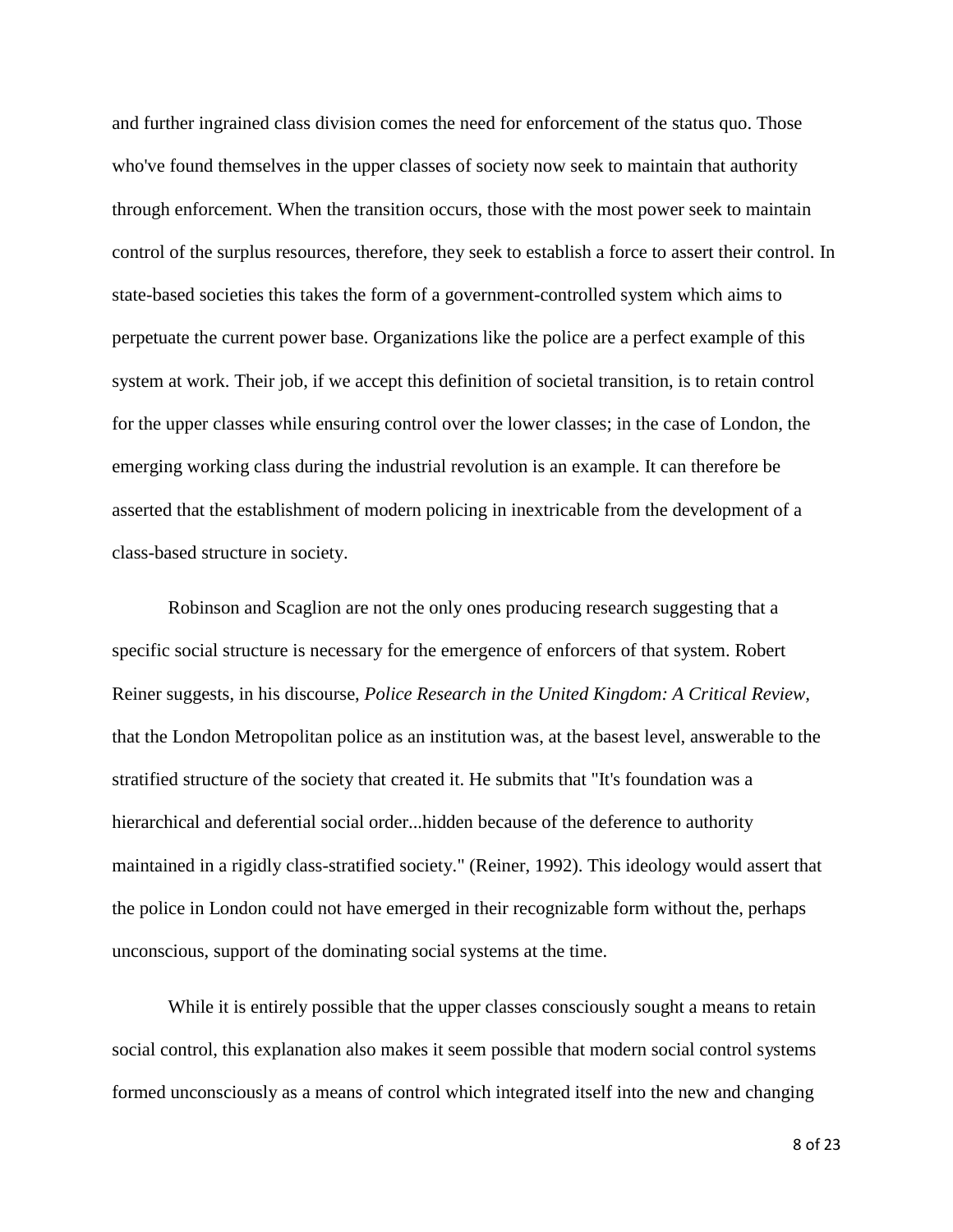and further ingrained class division comes the need for enforcement of the status quo. Those who've found themselves in the upper classes of society now seek to maintain that authority through enforcement. When the transition occurs, those with the most power seek to maintain control of the surplus resources, therefore, they seek to establish a force to assert their control. In state-based societies this takes the form of a government-controlled system which aims to perpetuate the current power base. Organizations like the police are a perfect example of this system at work. Their job, if we accept this definition of societal transition, is to retain control for the upper classes while ensuring control over the lower classes; in the case of London, the emerging working class during the industrial revolution is an example. It can therefore be asserted that the establishment of modern policing in inextricable from the development of a class-based structure in society.

Robinson and Scaglion are not the only ones producing research suggesting that a specific social structure is necessary for the emergence of enforcers of that system. Robert Reiner suggests, in his discourse, *Police Research in the United Kingdom: A Critical Review*, that the London Metropolitan police as an institution was, at the basest level, answerable to the stratified structure of the society that created it. He submits that "It's foundation was a hierarchical and deferential social order...hidden because of the deference to authority maintained in a rigidly class-stratified society." (Reiner, 1992). This ideology would assert that the police in London could not have emerged in their recognizable form without the, perhaps unconscious, support of the dominating social systems at the time.

While it is entirely possible that the upper classes consciously sought a means to retain social control, this explanation also makes it seem possible that modern social control systems formed unconsciously as a means of control which integrated itself into the new and changing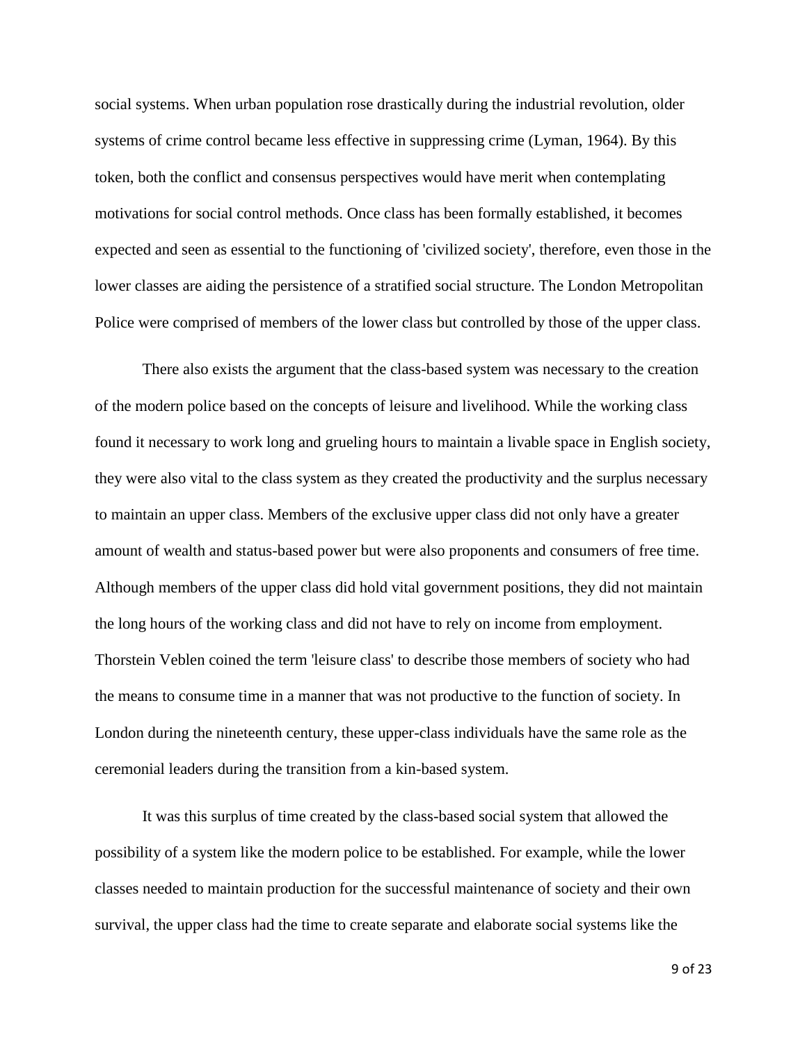social systems. When urban population rose drastically during the industrial revolution, older systems of crime control became less effective in suppressing crime (Lyman, 1964). By this token, both the conflict and consensus perspectives would have merit when contemplating motivations for social control methods. Once class has been formally established, it becomes expected and seen as essential to the functioning of 'civilized society', therefore, even those in the lower classes are aiding the persistence of a stratified social structure. The London Metropolitan Police were comprised of members of the lower class but controlled by those of the upper class.

There also exists the argument that the class-based system was necessary to the creation of the modern police based on the concepts of leisure and livelihood. While the working class found it necessary to work long and grueling hours to maintain a livable space in English society, they were also vital to the class system as they created the productivity and the surplus necessary to maintain an upper class. Members of the exclusive upper class did not only have a greater amount of wealth and status-based power but were also proponents and consumers of free time. Although members of the upper class did hold vital government positions, they did not maintain the long hours of the working class and did not have to rely on income from employment. Thorstein Veblen coined the term 'leisure class' to describe those members of society who had the means to consume time in a manner that was not productive to the function of society. In London during the nineteenth century, these upper-class individuals have the same role as the ceremonial leaders during the transition from a kin-based system.

It was this surplus of time created by the class-based social system that allowed the possibility of a system like the modern police to be established. For example, while the lower classes needed to maintain production for the successful maintenance of society and their own survival, the upper class had the time to create separate and elaborate social systems like the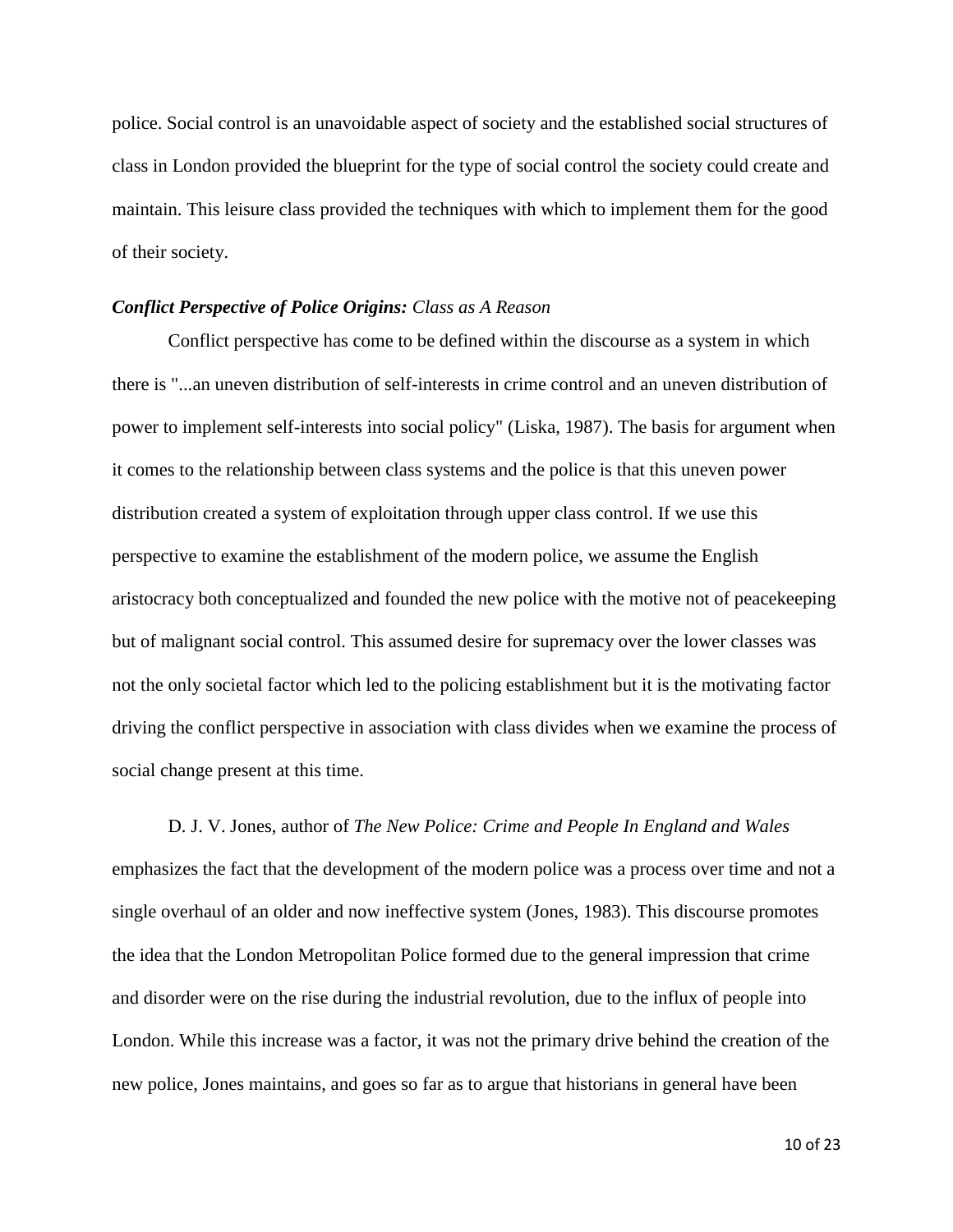police. Social control is an unavoidable aspect of society and the established social structures of class in London provided the blueprint for the type of social control the society could create and maintain. This leisure class provided the techniques with which to implement them for the good of their society.

***Conflict Perspective of Police Origins:*** *Class as A Reason*

Conflict perspective has come to be defined within the discourse as a system in which there is "...an uneven distribution of self-interests in crime control and an uneven distribution of power to implement self-interests into social policy" (Liska, 1987). The basis for argument when it comes to the relationship between class systems and the police is that this uneven power distribution created a system of exploitation through upper class control. If we use this perspective to examine the establishment of the modern police, we assume the English aristocracy both conceptualized and founded the new police with the motive not of peacekeeping but of malignant social control. This assumed desire for supremacy over the lower classes was not the only societal factor which led to the policing establishment but it is the motivating factor driving the conflict perspective in association with class divides when we examine the process of social change present at this time.

D. J. V. Jones, author of *The New Police: Crime and People In England and Wales* emphasizes the fact that the development of the modern police was a process over time and not a single overhaul of an older and now ineffective system (Jones, 1983). This discourse promotes the idea that the London Metropolitan Police formed due to the general impression that crime and disorder were on the rise during the industrial revolution, due to the influx of people into London. While this increase was a factor, it was not the primary drive behind the creation of the new police, Jones maintains, and goes so far as to argue that historians in general have been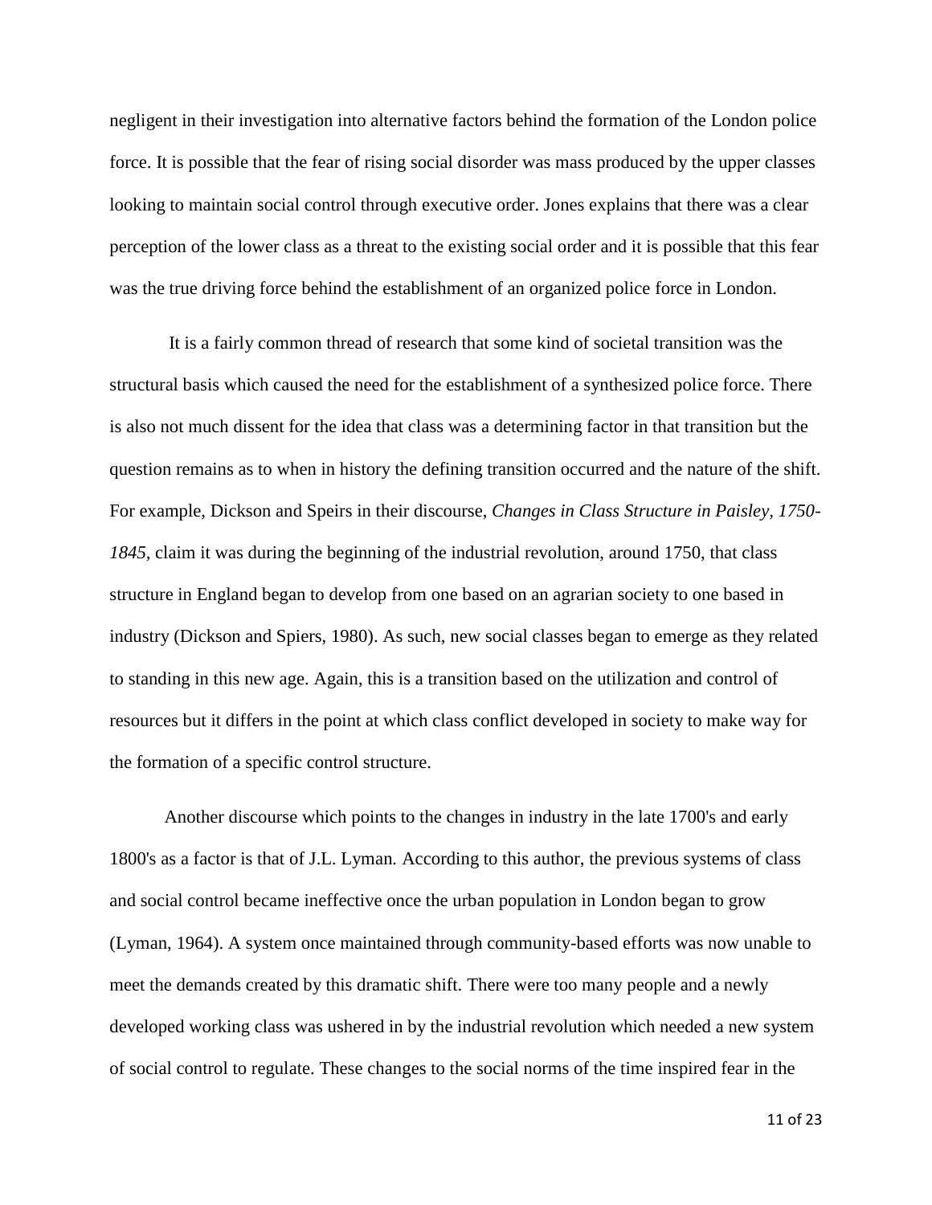negligent in their investigation into alternative factors behind the formation of the London police force. It is possible that the fear of rising social disorder was mass produced by the upper classes looking to maintain social control through executive order. Jones explains that there was a clear perception of the lower class as a threat to the existing social order and it is possible that this fear was the true driving force behind the establishment of an organized police force in London.

It is a fairly common thread of research that some kind of societal transition was the structural basis which caused the need for the establishment of a synthesized police force. There is also not much dissent for the idea that class was a determining factor in that transition but the question remains as to when in history the defining transition occurred and the nature of the shift. For example, Dickson and Speirs in their discourse, *Changes in Class Structure in Paisley, 1750-1845*, claim it was during the beginning of the industrial revolution, around 1750, that class structure in England began to develop from one based on an agrarian society to one based in industry (Dickson and Spiers, 1980). As such, new social classes began to emerge as they related to standing in this new age. Again, this is a transition based on the utilization and control of resources but it differs in the point at which class conflict developed in society to make way for the formation of a specific control structure.

Another discourse which points to the changes in industry in the late 1700's and early 1800's as a factor is that of J.L. Lyman. According to this author, the previous systems of class and social control became ineffective once the urban population in London began to grow (Lyman, 1964). A system once maintained through community-based efforts was now unable to meet the demands created by this dramatic shift. There were too many people and a newly developed working class was ushered in by the industrial revolution which needed a new system of social control to regulate. These changes to the social norms of the time inspired fear in the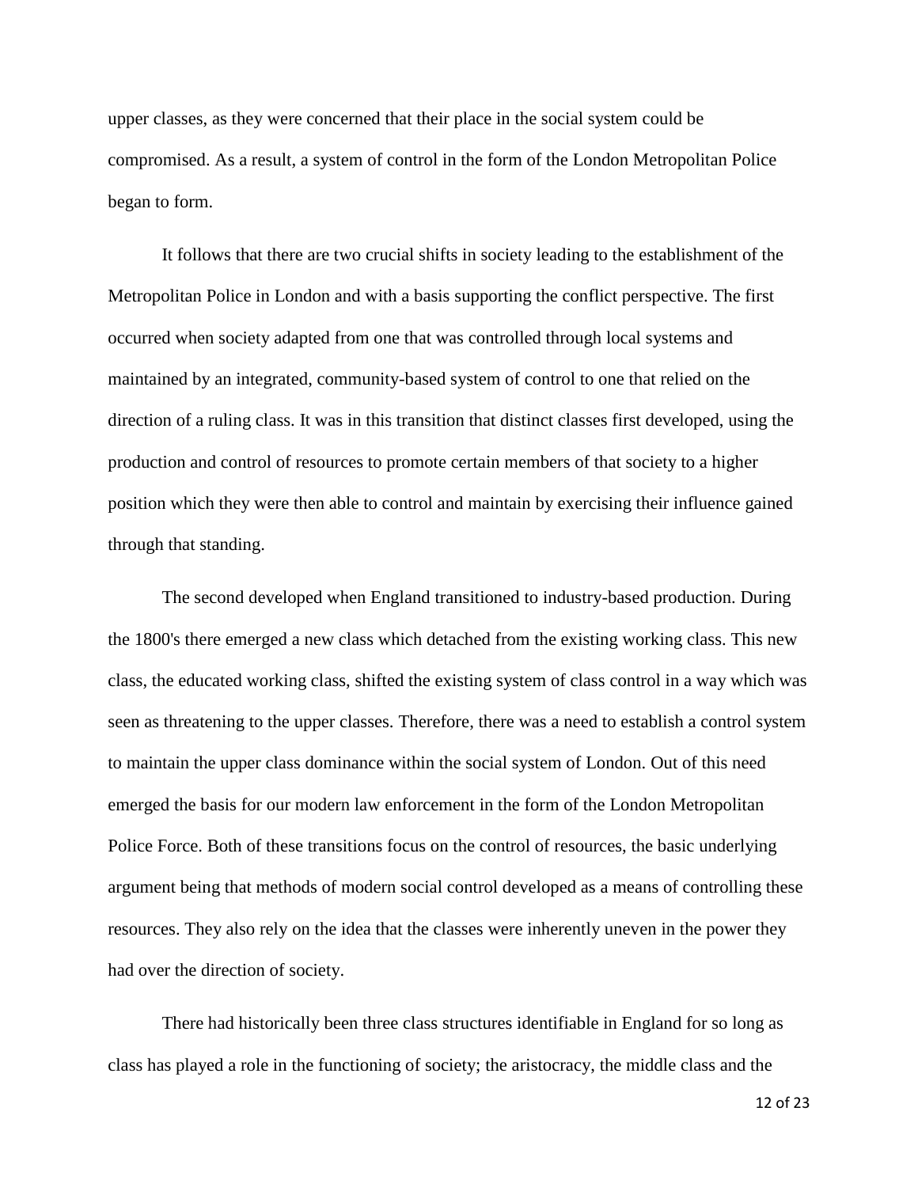upper classes, as they were concerned that their place in the social system could be compromised. As a result, a system of control in the form of the London Metropolitan Police began to form.

It follows that there are two crucial shifts in society leading to the establishment of the Metropolitan Police in London and with a basis supporting the conflict perspective. The first occurred when society adapted from one that was controlled through local systems and maintained by an integrated, community-based system of control to one that relied on the direction of a ruling class. It was in this transition that distinct classes first developed, using the production and control of resources to promote certain members of that society to a higher position which they were then able to control and maintain by exercising their influence gained through that standing.

The second developed when England transitioned to industry-based production. During the 1800's there emerged a new class which detached from the existing working class. This new class, the educated working class, shifted the existing system of class control in a way which was seen as threatening to the upper classes. Therefore, there was a need to establish a control system to maintain the upper class dominance within the social system of London. Out of this need emerged the basis for our modern law enforcement in the form of the London Metropolitan Police Force. Both of these transitions focus on the control of resources, the basic underlying argument being that methods of modern social control developed as a means of controlling these resources. They also rely on the idea that the classes were inherently uneven in the power they had over the direction of society.

There had historically been three class structures identifiable in England for so long as class has played a role in the functioning of society; the aristocracy, the middle class and the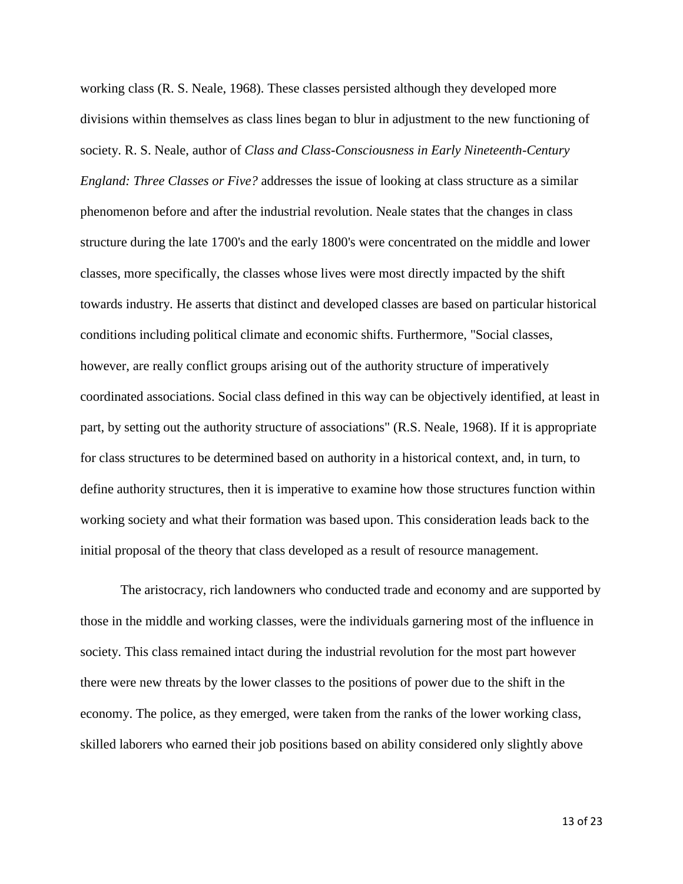working class (R. S. Neale, 1968). These classes persisted although they developed more divisions within themselves as class lines began to blur in adjustment to the new functioning of society. R. S. Neale, author of *Class and Class-Consciousness in Early Nineteenth-Century England: Three Classes or Five?* addresses the issue of looking at class structure as a similar phenomenon before and after the industrial revolution. Neale states that the changes in class structure during the late 1700's and the early 1800's were concentrated on the middle and lower classes, more specifically, the classes whose lives were most directly impacted by the shift towards industry. He asserts that distinct and developed classes are based on particular historical conditions including political climate and economic shifts. Furthermore, "Social classes, however, are really conflict groups arising out of the authority structure of imperatively coordinated associations. Social class defined in this way can be objectively identified, at least in part, by setting out the authority structure of associations" (R.S. Neale, 1968). If it is appropriate for class structures to be determined based on authority in a historical context, and, in turn, to define authority structures, then it is imperative to examine how those structures function within working society and what their formation was based upon. This consideration leads back to the initial proposal of the theory that class developed as a result of resource management.

The aristocracy, rich landowners who conducted trade and economy and are supported by those in the middle and working classes, were the individuals garnering most of the influence in society. This class remained intact during the industrial revolution for the most part however there were new threats by the lower classes to the positions of power due to the shift in the economy. The police, as they emerged, were taken from the ranks of the lower working class, skilled laborers who earned their job positions based on ability considered only slightly above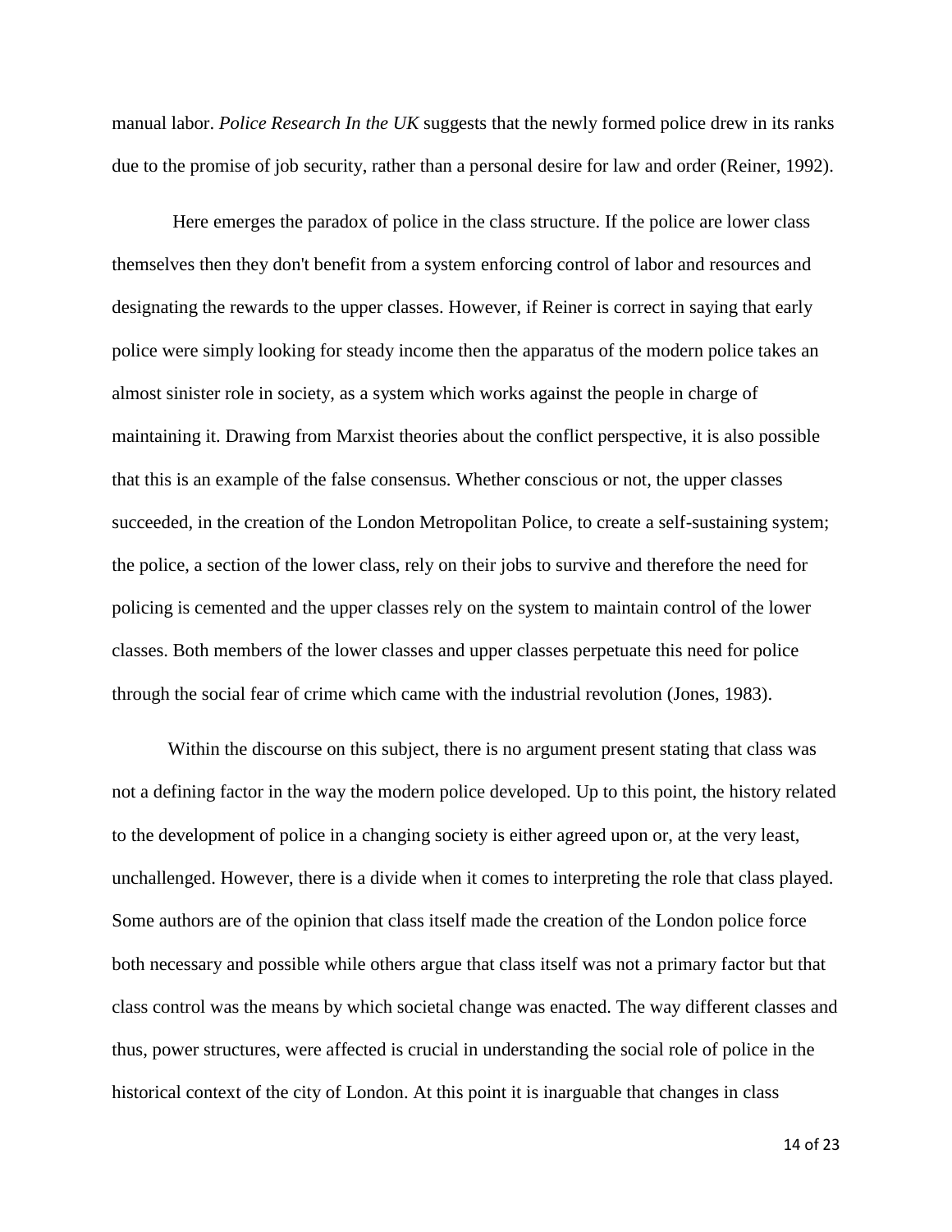manual labor. *Police Research In the UK* suggests that the newly formed police drew in its ranks due to the promise of job security, rather than a personal desire for law and order (Reiner, 1992).

Here emerges the paradox of police in the class structure. If the police are lower class themselves then they don't benefit from a system enforcing control of labor and resources and designating the rewards to the upper classes. However, if Reiner is correct in saying that early police were simply looking for steady income then the apparatus of the modern police takes an almost sinister role in society, as a system which works against the people in charge of maintaining it. Drawing from Marxist theories about the conflict perspective, it is also possible that this is an example of the false consensus. Whether conscious or not, the upper classes succeeded, in the creation of the London Metropolitan Police, to create a self-sustaining system; the police, a section of the lower class, rely on their jobs to survive and therefore the need for policing is cemented and the upper classes rely on the system to maintain control of the lower classes. Both members of the lower classes and upper classes perpetuate this need for police through the social fear of crime which came with the industrial revolution (Jones, 1983).

Within the discourse on this subject, there is no argument present stating that class was not a defining factor in the way the modern police developed. Up to this point, the history related to the development of police in a changing society is either agreed upon or, at the very least, unchallenged. However, there is a divide when it comes to interpreting the role that class played. Some authors are of the opinion that class itself made the creation of the London police force both necessary and possible while others argue that class itself was not a primary factor but that class control was the means by which societal change was enacted. The way different classes and thus, power structures, were affected is crucial in understanding the social role of police in the historical context of the city of London. At this point it is inarguable that changes in class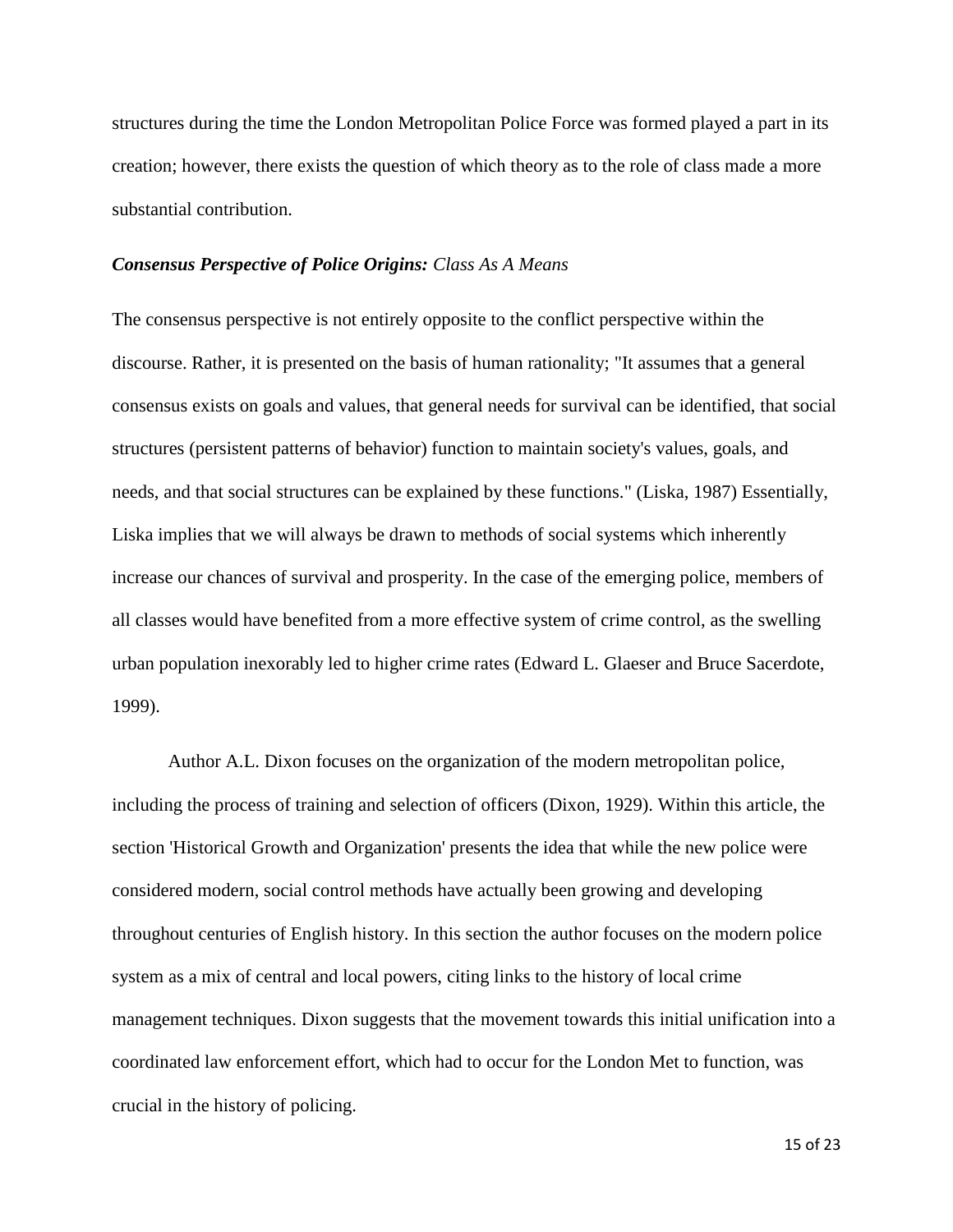structures during the time the London Metropolitan Police Force was formed played a part in its creation; however, there exists the question of which theory as to the role of class made a more substantial contribution.

***Consensus Perspective of Police Origins:*** *Class As A Means*

The consensus perspective is not entirely opposite to the conflict perspective within the discourse. Rather, it is presented on the basis of human rationality; "It assumes that a general consensus exists on goals and values, that general needs for survival can be identified, that social structures (persistent patterns of behavior) function to maintain society's values, goals, and needs, and that social structures can be explained by these functions." (Liska, 1987) Essentially, Liska implies that we will always be drawn to methods of social systems which inherently increase our chances of survival and prosperity. In the case of the emerging police, members of all classes would have benefited from a more effective system of crime control, as the swelling urban population inexorably led to higher crime rates (Edward L. Glaeser and Bruce Sacerdote, 1999).

Author A.L. Dixon focuses on the organization of the modern metropolitan police, including the process of training and selection of officers (Dixon, 1929). Within this article, the section 'Historical Growth and Organization' presents the idea that while the new police were considered modern, social control methods have actually been growing and developing throughout centuries of English history. In this section the author focuses on the modern police system as a mix of central and local powers, citing links to the history of local crime management techniques. Dixon suggests that the movement towards this initial unification into a coordinated law enforcement effort, which had to occur for the London Met to function, was crucial in the history of policing.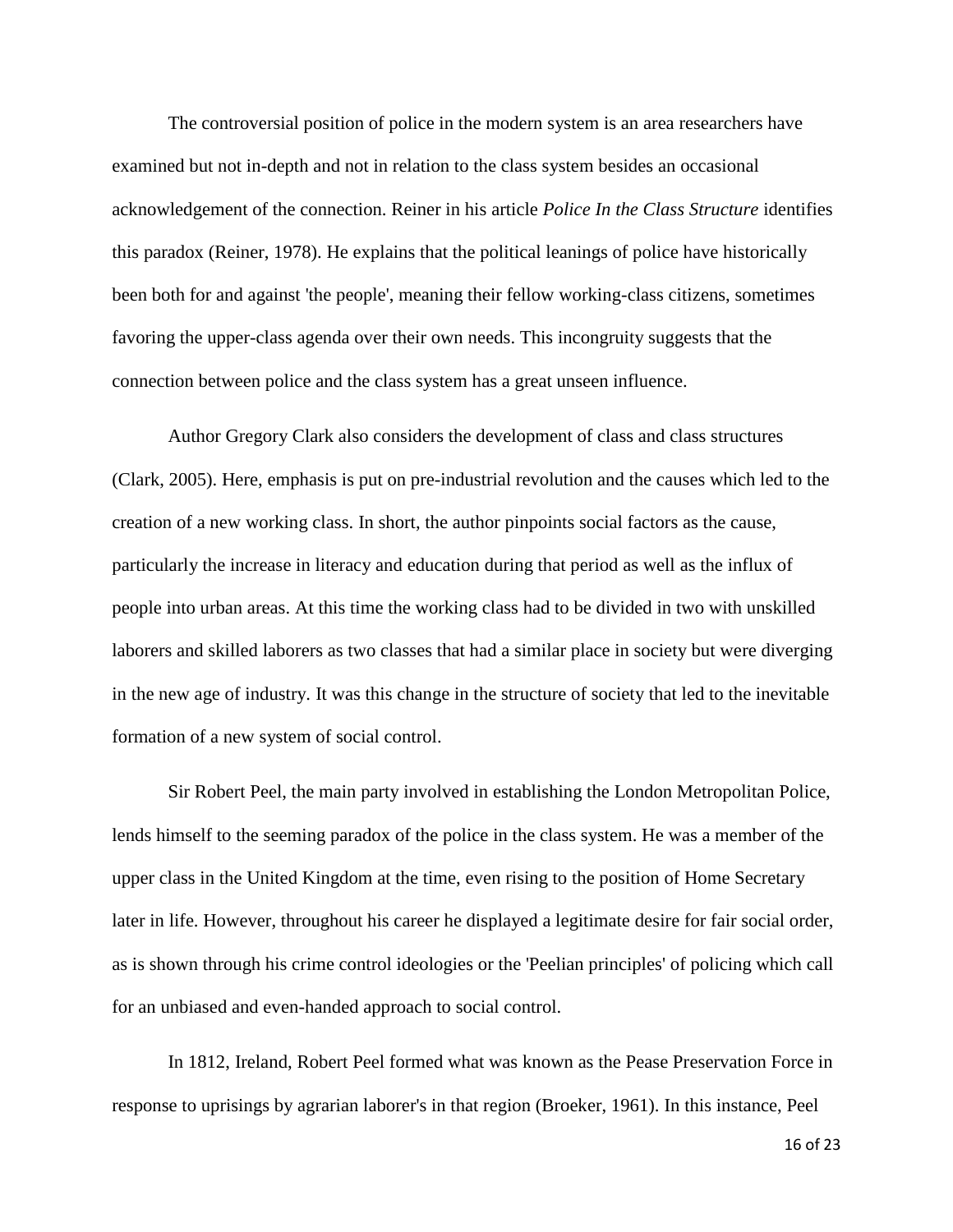The controversial position of police in the modern system is an area researchers have examined but not in-depth and not in relation to the class system besides an occasional acknowledgement of the connection. Reiner in his article *Police In the Class Structure* identifies this paradox (Reiner, 1978). He explains that the political leanings of police have historically been both for and against 'the people', meaning their fellow working-class citizens, sometimes favoring the upper-class agenda over their own needs. This incongruity suggests that the connection between police and the class system has a great unseen influence.

Author Gregory Clark also considers the development of class and class structures (Clark, 2005). Here, emphasis is put on pre-industrial revolution and the causes which led to the creation of a new working class. In short, the author pinpoints social factors as the cause, particularly the increase in literacy and education during that period as well as the influx of people into urban areas. At this time the working class had to be divided in two with unskilled laborers and skilled laborers as two classes that had a similar place in society but were diverging in the new age of industry. It was this change in the structure of society that led to the inevitable formation of a new system of social control.

Sir Robert Peel, the main party involved in establishing the London Metropolitan Police, lends himself to the seeming paradox of the police in the class system. He was a member of the upper class in the United Kingdom at the time, even rising to the position of Home Secretary later in life. However, throughout his career he displayed a legitimate desire for fair social order, as is shown through his crime control ideologies or the 'Peelian principles' of policing which call for an unbiased and even-handed approach to social control.

In 1812, Ireland, Robert Peel formed what was known as the Pease Preservation Force in response to uprisings by agrarian laborer's in that region (Broeker, 1961). In this instance, Peel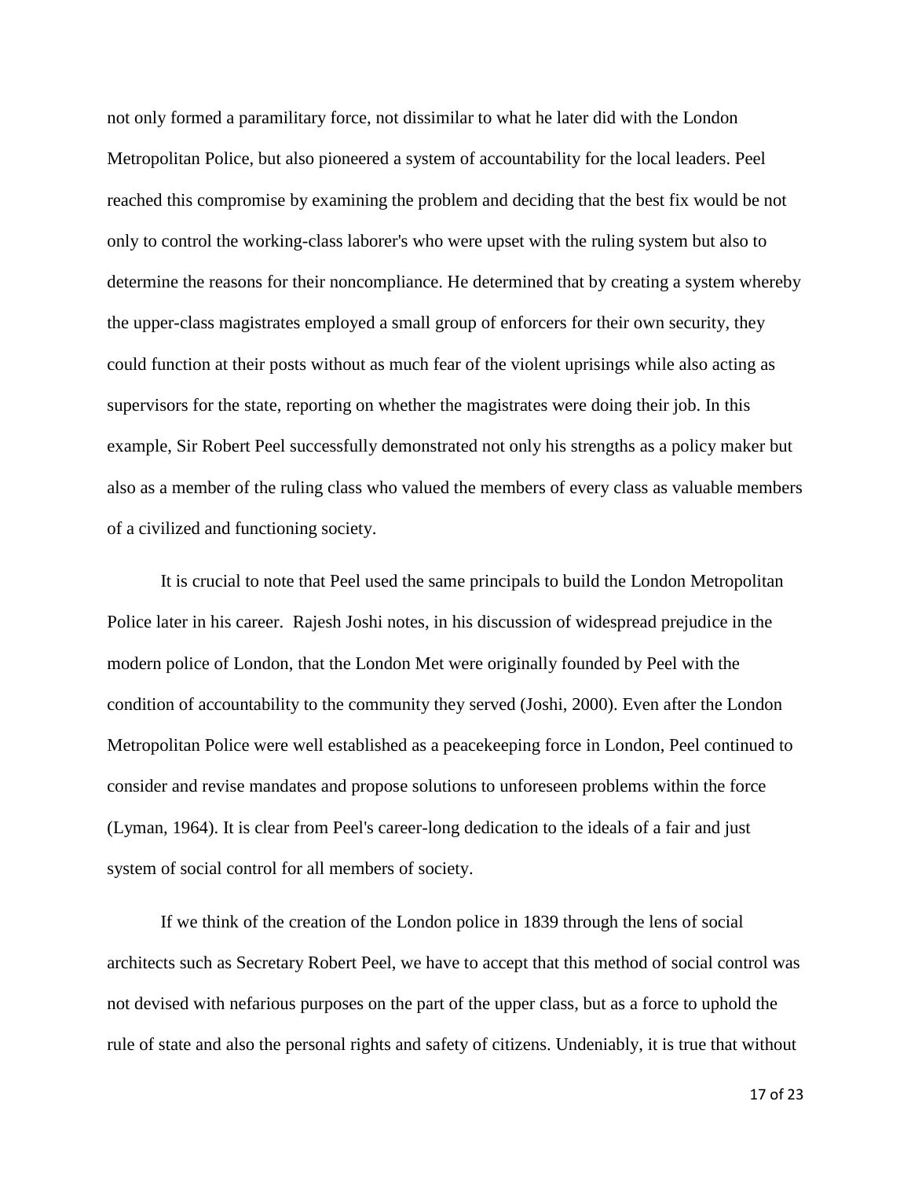not only formed a paramilitary force, not dissimilar to what he later did with the London Metropolitan Police, but also pioneered a system of accountability for the local leaders. Peel reached this compromise by examining the problem and deciding that the best fix would be not only to control the working-class laborer's who were upset with the ruling system but also to determine the reasons for their noncompliance. He determined that by creating a system whereby the upper-class magistrates employed a small group of enforcers for their own security, they could function at their posts without as much fear of the violent uprisings while also acting as supervisors for the state, reporting on whether the magistrates were doing their job. In this example, Sir Robert Peel successfully demonstrated not only his strengths as a policy maker but also as a member of the ruling class who valued the members of every class as valuable members of a civilized and functioning society.

It is crucial to note that Peel used the same principals to build the London Metropolitan Police later in his career. Rajesh Joshi notes, in his discussion of widespread prejudice in the modern police of London, that the London Met were originally founded by Peel with the condition of accountability to the community they served (Joshi, 2000). Even after the London Metropolitan Police were well established as a peacekeeping force in London, Peel continued to consider and revise mandates and propose solutions to unforeseen problems within the force (Lyman, 1964). It is clear from Peel's career-long dedication to the ideals of a fair and just system of social control for all members of society.

If we think of the creation of the London police in 1839 through the lens of social architects such as Secretary Robert Peel, we have to accept that this method of social control was not devised with nefarious purposes on the part of the upper class, but as a force to uphold the rule of state and also the personal rights and safety of citizens. Undeniably, it is true that without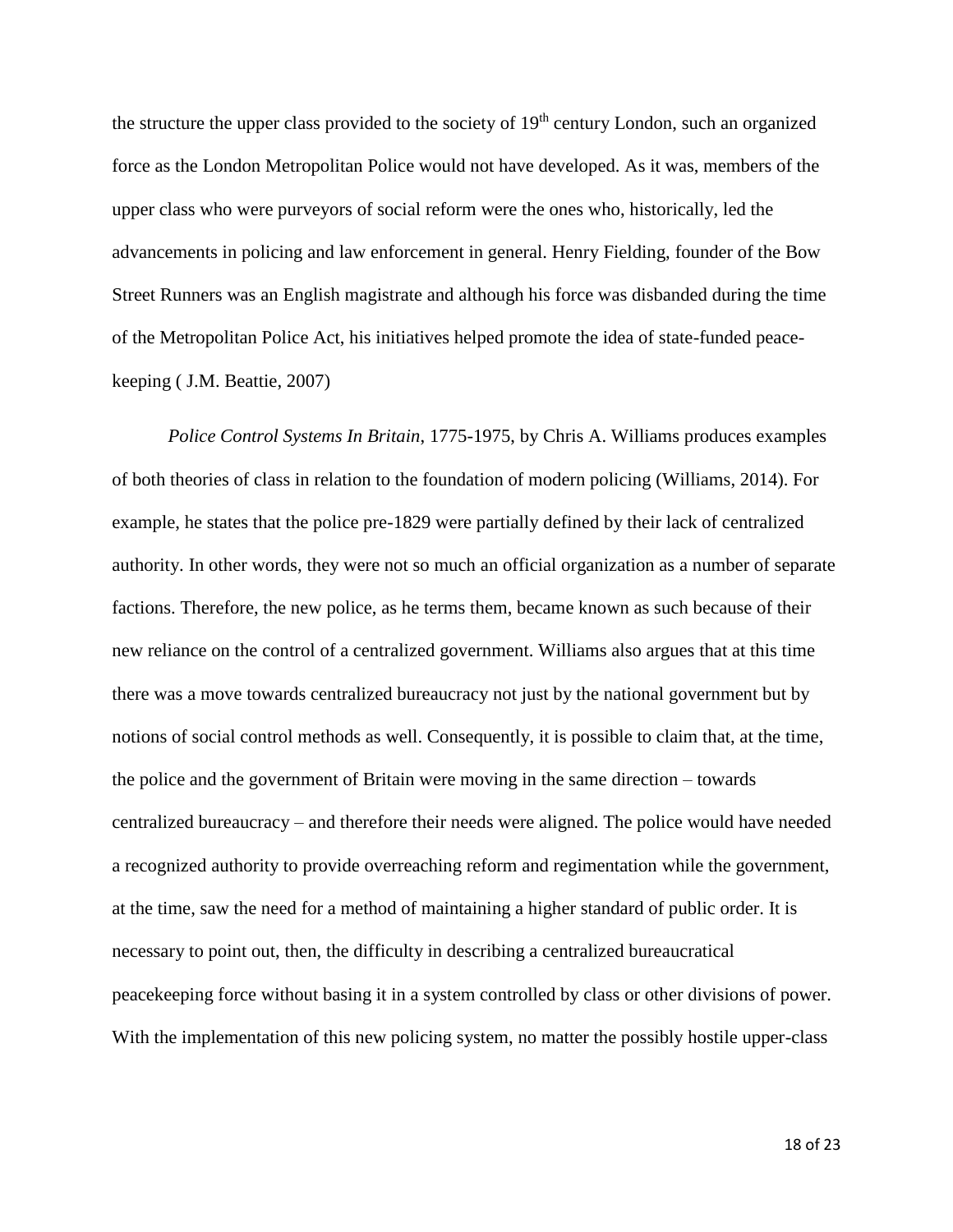the structure the upper class provided to the society of 19th century London, such an organized force as the London Metropolitan Police would not have developed. As it was, members of the upper class who were purveyors of social reform were the ones who, historically, led the advancements in policing and law enforcement in general. Henry Fielding, founder of the Bow Street Runners was an English magistrate and although his force was disbanded during the time of the Metropolitan Police Act, his initiatives helped promote the idea of state-funded peace-keeping ( J.M. Beattie, 2007)

*Police Control Systems In Britain*, 1775-1975, by Chris A. Williams produces examples of both theories of class in relation to the foundation of modern policing (Williams, 2014). For example, he states that the police pre-1829 were partially defined by their lack of centralized authority. In other words, they were not so much an official organization as a number of separate factions. Therefore, the new police, as he terms them, became known as such because of their new reliance on the control of a centralized government. Williams also argues that at this time there was a move towards centralized bureaucracy not just by the national government but by notions of social control methods as well. Consequently, it is possible to claim that, at the time, the police and the government of Britain were moving in the same direction – towards centralized bureaucracy – and therefore their needs were aligned. The police would have needed a recognized authority to provide overreaching reform and regimentation while the government, at the time, saw the need for a method of maintaining a higher standard of public order. It is necessary to point out, then, the difficulty in describing a centralized bureaucratical peacekeeping force without basing it in a system controlled by class or other divisions of power. With the implementation of this new policing system, no matter the possibly hostile upper-class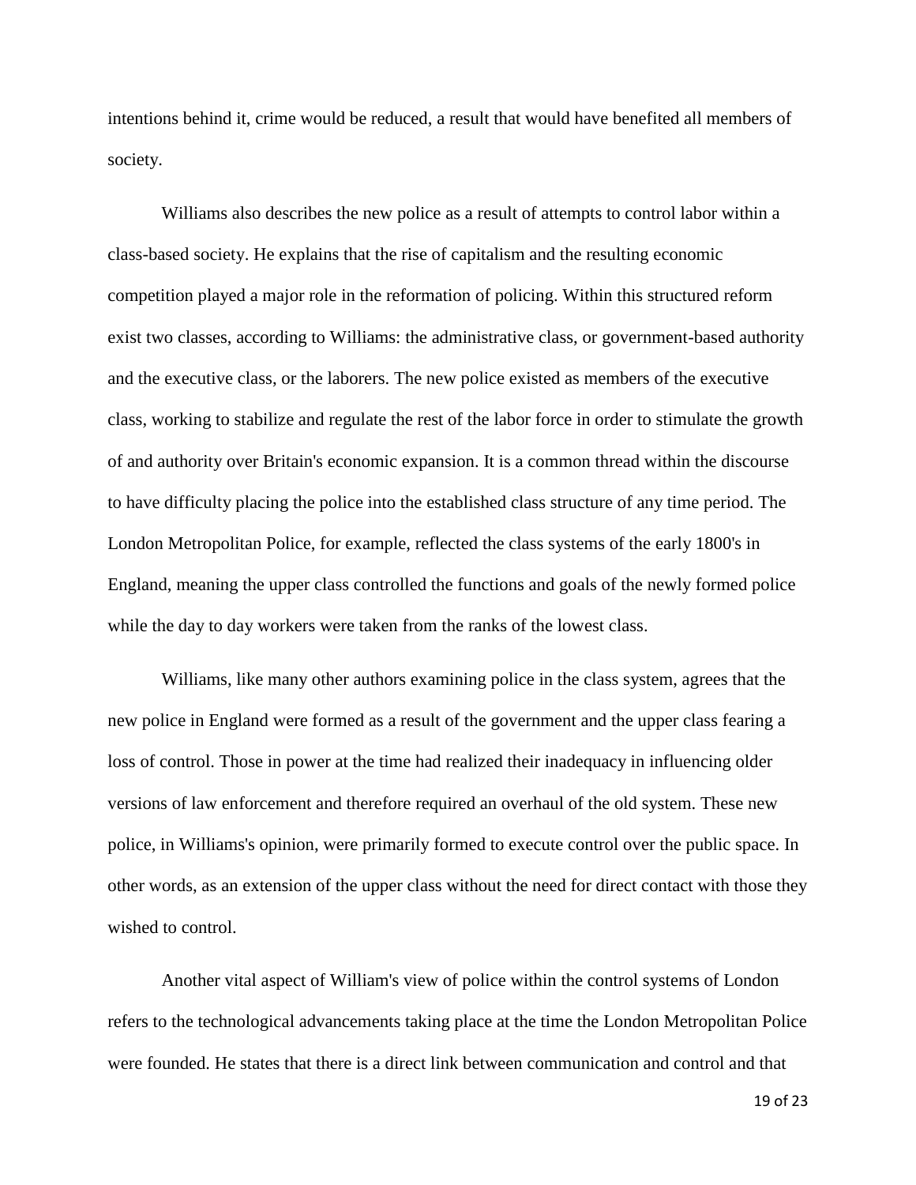intentions behind it, crime would be reduced, a result that would have benefited all members of society.

Williams also describes the new police as a result of attempts to control labor within a class-based society. He explains that the rise of capitalism and the resulting economic competition played a major role in the reformation of policing. Within this structured reform exist two classes, according to Williams: the administrative class, or government-based authority and the executive class, or the laborers. The new police existed as members of the executive class, working to stabilize and regulate the rest of the labor force in order to stimulate the growth of and authority over Britain's economic expansion. It is a common thread within the discourse to have difficulty placing the police into the established class structure of any time period. The London Metropolitan Police, for example, reflected the class systems of the early 1800's in England, meaning the upper class controlled the functions and goals of the newly formed police while the day to day workers were taken from the ranks of the lowest class.

Williams, like many other authors examining police in the class system, agrees that the new police in England were formed as a result of the government and the upper class fearing a loss of control. Those in power at the time had realized their inadequacy in influencing older versions of law enforcement and therefore required an overhaul of the old system. These new police, in Williams's opinion, were primarily formed to execute control over the public space. In other words, as an extension of the upper class without the need for direct contact with those they wished to control.

Another vital aspect of William's view of police within the control systems of London refers to the technological advancements taking place at the time the London Metropolitan Police were founded. He states that there is a direct link between communication and control and that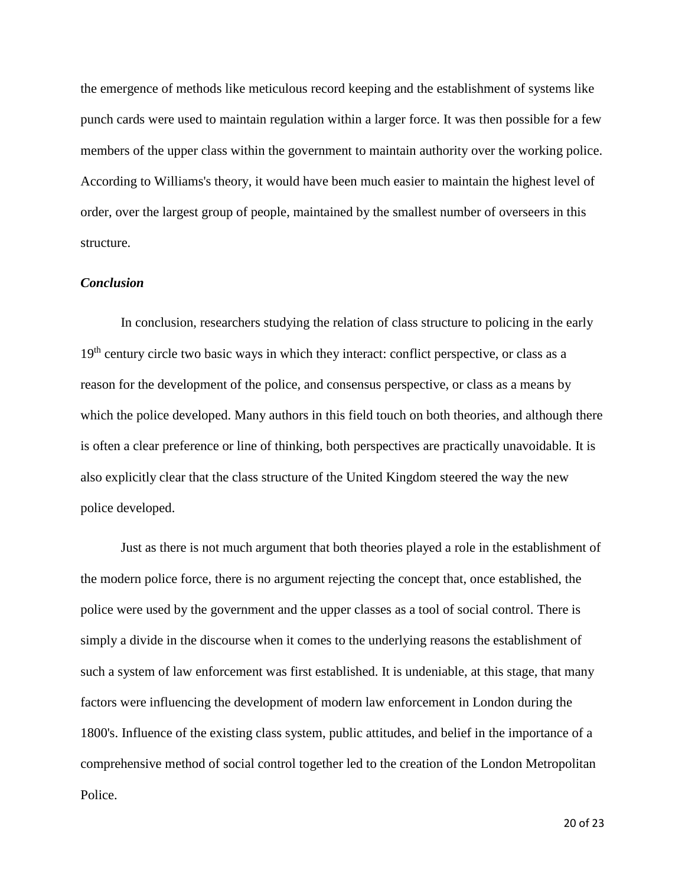the emergence of methods like meticulous record keeping and the establishment of systems like punch cards were used to maintain regulation within a larger force. It was then possible for a few members of the upper class within the government to maintain authority over the working police. According to Williams's theory, it would have been much easier to maintain the highest level of order, over the largest group of people, maintained by the smallest number of overseers in this structure.

***Conclusion***

In conclusion, researchers studying the relation of class structure to policing in the early 19th century circle two basic ways in which they interact: conflict perspective, or class as a reason for the development of the police, and consensus perspective, or class as a means by which the police developed. Many authors in this field touch on both theories, and although there is often a clear preference or line of thinking, both perspectives are practically unavoidable. It is also explicitly clear that the class structure of the United Kingdom steered the way the new police developed.

Just as there is not much argument that both theories played a role in the establishment of the modern police force, there is no argument rejecting the concept that, once established, the police were used by the government and the upper classes as a tool of social control. There is simply a divide in the discourse when it comes to the underlying reasons the establishment of such a system of law enforcement was first established. It is undeniable, at this stage, that many factors were influencing the development of modern law enforcement in London during the 1800's. Influence of the existing class system, public attitudes, and belief in the importance of a comprehensive method of social control together led to the creation of the London Metropolitan Police.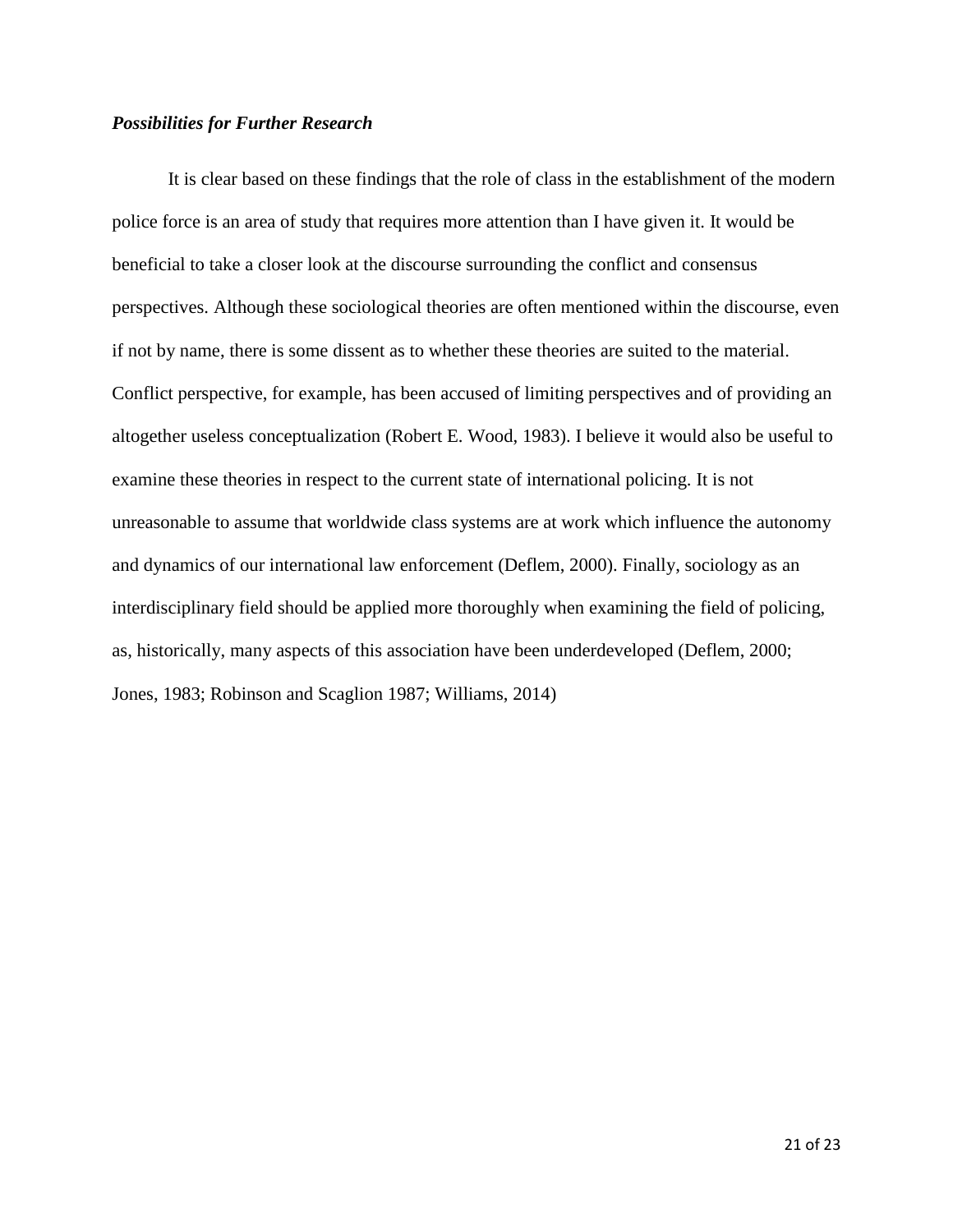### *Possibilities for Further Research*

It is clear based on these findings that the role of class in the establishment of the modern police force is an area of study that requires more attention than I have given it. It would be beneficial to take a closer look at the discourse surrounding the conflict and consensus perspectives. Although these sociological theories are often mentioned within the discourse, even if not by name, there is some dissent as to whether these theories are suited to the material. Conflict perspective, for example, has been accused of limiting perspectives and of providing an altogether useless conceptualization (Robert E. Wood, 1983). I believe it would also be useful to examine these theories in respect to the current state of international policing. It is not unreasonable to assume that worldwide class systems are at work which influence the autonomy and dynamics of our international law enforcement (Deflem, 2000). Finally, sociology as an interdisciplinary field should be applied more thoroughly when examining the field of policing, as, historically, many aspects of this association have been underdeveloped (Deflem, 2000; Jones, 1983; Robinson and Scaglion 1987; Williams, 2014)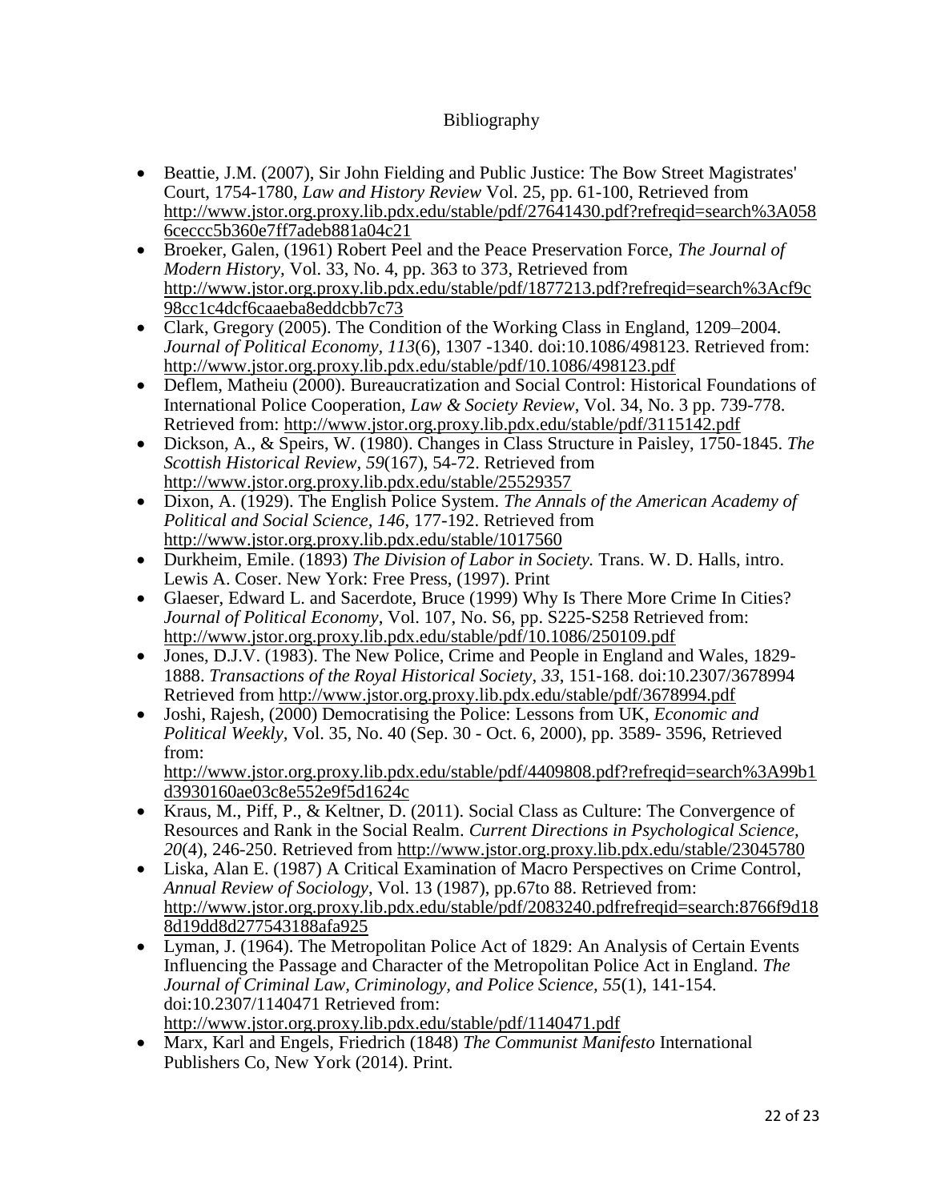# Bibliography

- Beattie, J.M. (2007), Sir John Fielding and Public Justice: The Bow Street Magistrates' Court, 1754-1780, *Law and History Review* Vol. 25, pp. 61-100, Retrieved from http://www.jstor.org.proxy.lib.pdx.edu/stable/pdf/27641430.pdf?refreqid=search%3A0586ceccc5b360e7ff7adeb881a04c21
- Broeker, Galen, (1961) Robert Peel and the Peace Preservation Force, *The Journal of Modern History,* Vol. 33, No. 4, pp. 363 to 373, Retrieved from http://www.jstor.org.proxy.lib.pdx.edu/stable/pdf/1877213.pdf?refreqid=search%3Acf9c98cc1c4dcf6caaeba8eddcbb7c73
- Clark, Gregory (2005). The Condition of the Working Class in England, 1209–2004. *Journal of Political Economy*, *113*(6), 1307 -1340. doi:10.1086/498123. Retrieved from: http://www.jstor.org.proxy.lib.pdx.edu/stable/pdf/10.1086/498123.pdf
- Deflem, Matheiu (2000). Bureaucratization and Social Control: Historical Foundations of International Police Cooperation, *Law & Society Review*, Vol. 34, No. 3 pp. 739-778. Retrieved from: http://www.jstor.org.proxy.lib.pdx.edu/stable/pdf/3115142.pdf
- Dickson, A., & Speirs, W. (1980). Changes in Class Structure in Paisley, 1750-1845. *The Scottish Historical Review, 59*(167), 54-72. Retrieved from http://www.jstor.org.proxy.lib.pdx.edu/stable/25529357
- Dixon, A. (1929). The English Police System. *The Annals of the American Academy of Political and Social Science, 146*, 177-192. Retrieved from http://www.jstor.org.proxy.lib.pdx.edu/stable/1017560
- Durkheim, Emile. (1893) *The Division of Labor in Society.* Trans. W. D. Halls, intro. Lewis A. Coser. New York: Free Press, (1997). Print
- Glaeser, Edward L. and Sacerdote, Bruce (1999) Why Is There More Crime In Cities? *Journal of Political Economy*, Vol. 107, No. S6, pp. S225-S258 Retrieved from: http://www.jstor.org.proxy.lib.pdx.edu/stable/pdf/10.1086/250109.pdf
- Jones, D.J.V. (1983). The New Police, Crime and People in England and Wales, 1829-1888. *Transactions of the Royal Historical Society, 33*, 151-168. doi:10.2307/3678994 Retrieved from http://www.jstor.org.proxy.lib.pdx.edu/stable/pdf/3678994.pdf
- Joshi, Rajesh, (2000) Democratising the Police: Lessons from UK, *Economic and Political Weekly,* Vol. 35, No. 40 (Sep. 30 - Oct. 6, 2000), pp. 3589- 3596, Retrieved from: http://www.jstor.org.proxy.lib.pdx.edu/stable/pdf/4409808.pdf?refreqid=search%3A99b1d3930160ae03c8e552e9f5d1624c
- Kraus, M., Piff, P., & Keltner, D. (2011). Social Class as Culture: The Convergence of Resources and Rank in the Social Realm. *Current Directions in Psychological Science, 20*(4), 246-250. Retrieved from http://www.jstor.org.proxy.lib.pdx.edu/stable/23045780
- Liska, Alan E. (1987) A Critical Examination of Macro Perspectives on Crime Control, *Annual Review of Sociology*, Vol. 13 (1987), pp.67to 88. Retrieved from: http://www.jstor.org.proxy.lib.pdx.edu/stable/pdf/2083240.pdfrefreqid=search:8766f9d188d19dd8d277543188afa925
- Lyman, J. (1964). The Metropolitan Police Act of 1829: An Analysis of Certain Events Influencing the Passage and Character of the Metropolitan Police Act in England. *The Journal of Criminal Law, Criminology, and Police Science, 55*(1), 141-154. doi:10.2307/1140471 Retrieved from: http://www.jstor.org.proxy.lib.pdx.edu/stable/pdf/1140471.pdf
- Marx, Karl and Engels, Friedrich (1848) *The Communist Manifesto* International Publishers Co, New York (2014). Print.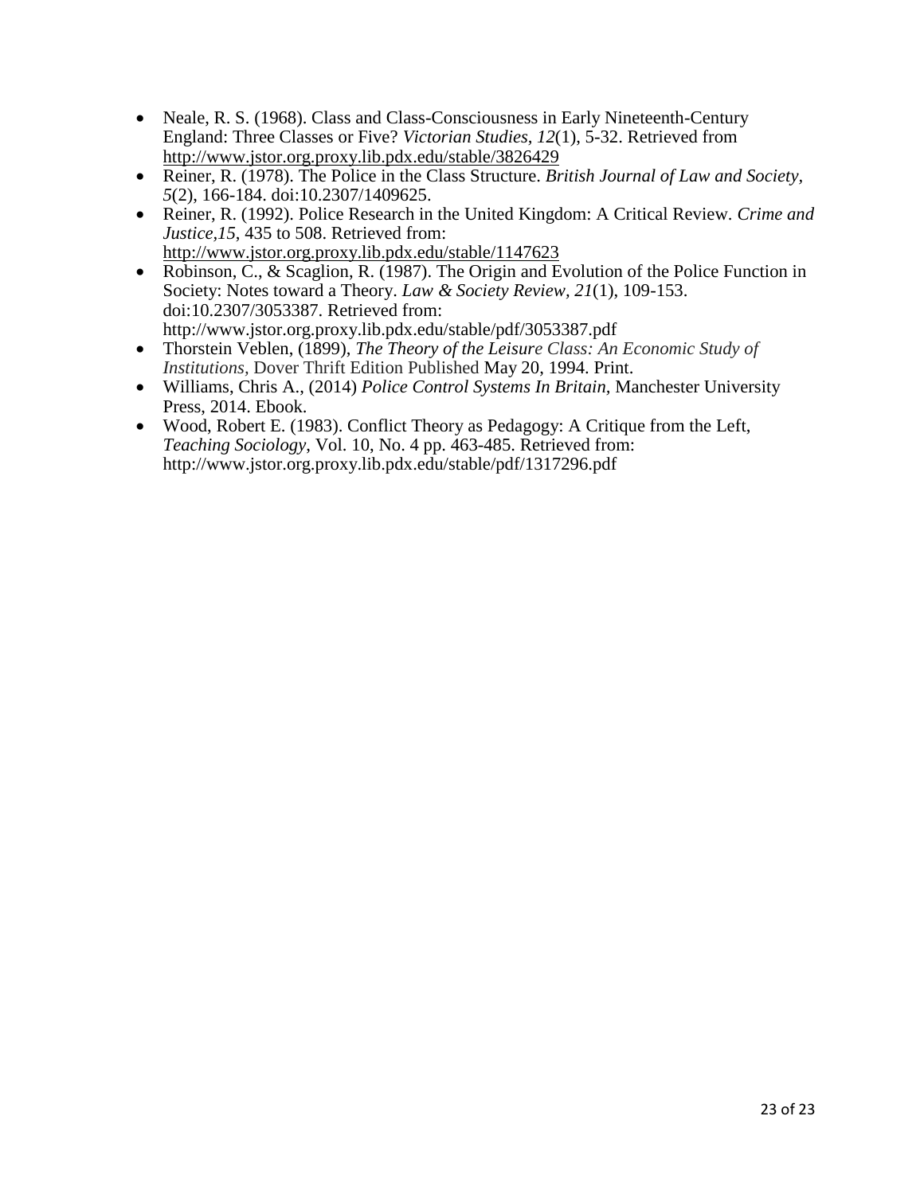- Neale, R. S. (1968). Class and Class-Consciousness in Early Nineteenth-Century England: Three Classes or Five? *Victorian Studies*, *12*(1), 5-32. Retrieved from http://www.jstor.org.proxy.lib.pdx.edu/stable/3826429
- Reiner, R. (1978). The Police in the Class Structure. *British Journal of Law and Society*, *5*(2), 166-184. doi:10.2307/1409625.
- Reiner, R. (1992). Police Research in the United Kingdom: A Critical Review. *Crime and Justice,15*, 435 to 508. Retrieved from: http://www.jstor.org.proxy.lib.pdx.edu/stable/1147623
- Robinson, C., & Scaglion, R. (1987). The Origin and Evolution of the Police Function in Society: Notes toward a Theory. *Law & Society Review*, *21*(1), 109-153. doi:10.2307/3053387. Retrieved from: http://www.jstor.org.proxy.lib.pdx.edu/stable/pdf/3053387.pdf
- Thorstein Veblen, (1899), *The Theory of the Leisure Class: An Economic Study of Institutions,* Dover Thrift Edition Published May 20, 1994. Print.
- Williams, Chris A., (2014) *Police Control Systems In Britain,* Manchester University Press, 2014. Ebook.
- Wood, Robert E. (1983). Conflict Theory as Pedagogy: A Critique from the Left, *Teaching Sociology*, Vol. 10, No. 4 pp. 463-485. Retrieved from: http://www.jstor.org.proxy.lib.pdx.edu/stable/pdf/1317296.pdf